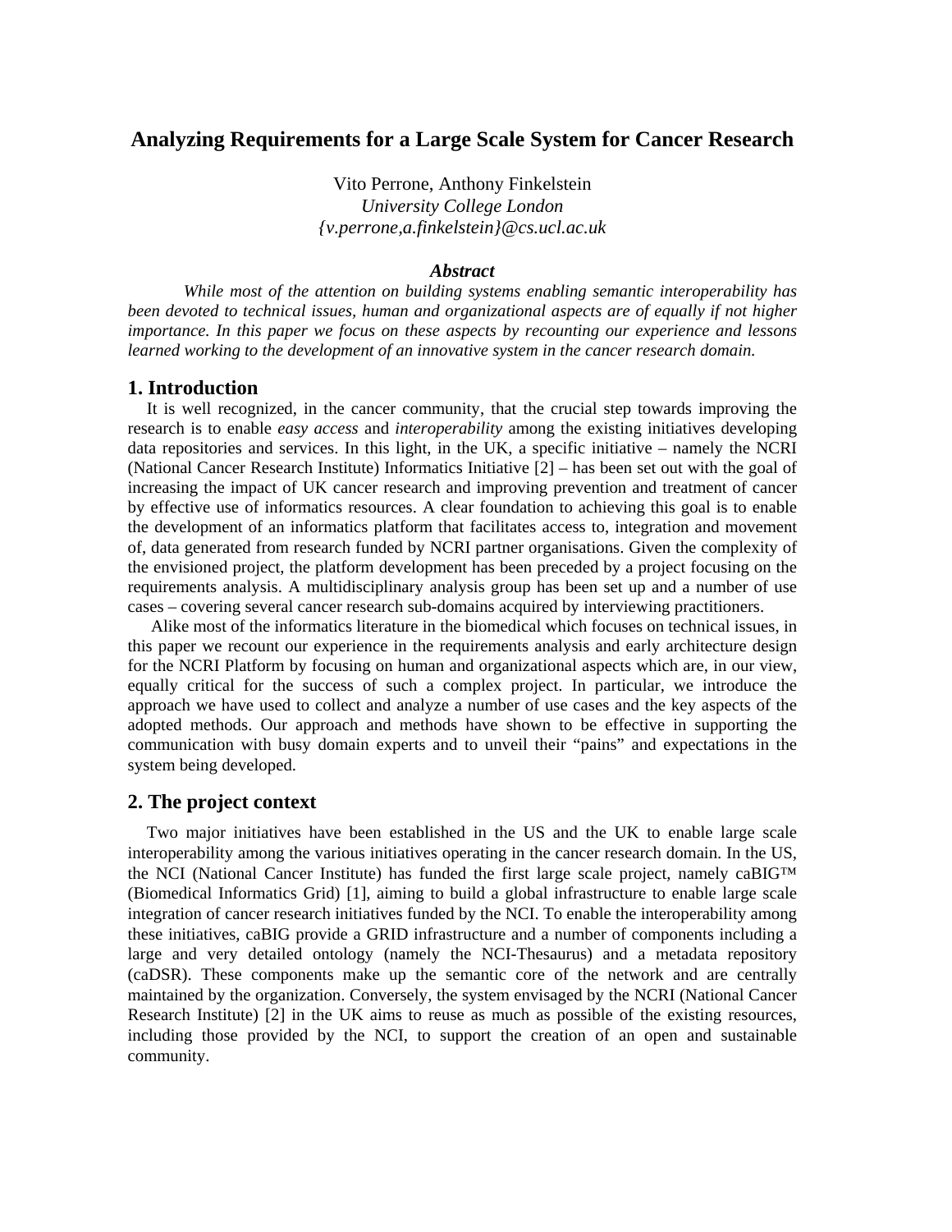# Analyzing Requirements for a Large Scale System for Cancer Research

Vito Perrone, Anthony Finkelstein
*University College London*
*{v.perrone,a.finkelstein}@cs.ucl.ac.uk*

***Abstract***

*While most of the attention on building systems enabling semantic interoperability has been devoted to technical issues, human and organizational aspects are of equally if not higher importance. In this paper we focus on these aspects by recounting our experience and lessons learned working to the development of an innovative system in the cancer research domain.*

## 1. Introduction

It is well recognized, in the cancer community, that the crucial step towards improving the research is to enable *easy access* and *interoperability* among the existing initiatives developing data repositories and services. In this light, in the UK, a specific initiative – namely the NCRI (National Cancer Research Institute) Informatics Initiative [2] – has been set out with the goal of increasing the impact of UK cancer research and improving prevention and treatment of cancer by effective use of informatics resources. A clear foundation to achieving this goal is to enable the development of an informatics platform that facilitates access to, integration and movement of, data generated from research funded by NCRI partner organisations. Given the complexity of the envisioned project, the platform development has been preceded by a project focusing on the requirements analysis. A multidisciplinary analysis group has been set up and a number of use cases – covering several cancer research sub-domains acquired by interviewing practitioners.

Alike most of the informatics literature in the biomedical which focuses on technical issues, in this paper we recount our experience in the requirements analysis and early architecture design for the NCRI Platform by focusing on human and organizational aspects which are, in our view, equally critical for the success of such a complex project. In particular, we introduce the approach we have used to collect and analyze a number of use cases and the key aspects of the adopted methods. Our approach and methods have shown to be effective in supporting the communication with busy domain experts and to unveil their "pains" and expectations in the system being developed.

## 2. The project context

Two major initiatives have been established in the US and the UK to enable large scale interoperability among the various initiatives operating in the cancer research domain. In the US, the NCI (National Cancer Institute) has funded the first large scale project, namely caBIG™ (Biomedical Informatics Grid) [1], aiming to build a global infrastructure to enable large scale integration of cancer research initiatives funded by the NCI. To enable the interoperability among these initiatives, caBIG provide a GRID infrastructure and a number of components including a large and very detailed ontology (namely the NCI-Thesaurus) and a metadata repository (caDSR). These components make up the semantic core of the network and are centrally maintained by the organization. Conversely, the system envisaged by the NCRI (National Cancer Research Institute) [2] in the UK aims to reuse as much as possible of the existing resources, including those provided by the NCI, to support the creation of an open and sustainable community.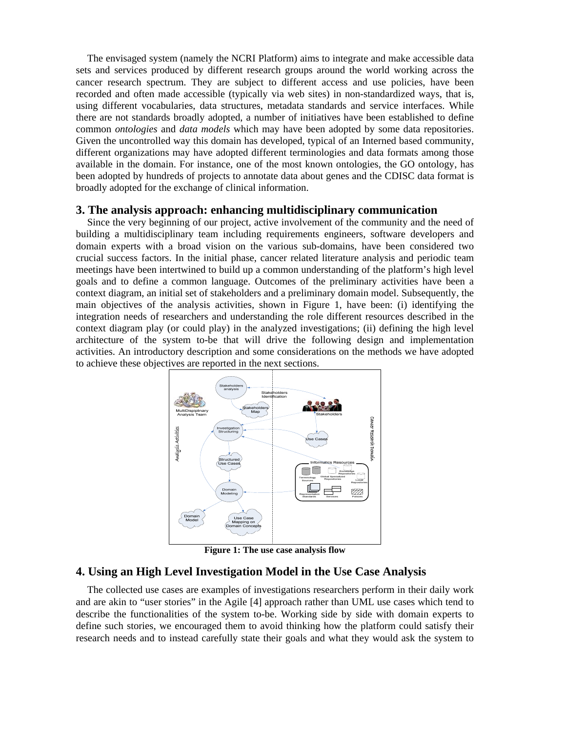The envisaged system (namely the NCRI Platform) aims to integrate and make accessible data sets and services produced by different research groups around the world working across the cancer research spectrum. They are subject to different access and use policies, have been recorded and often made accessible (typically via web sites) in non-standardized ways, that is, using different vocabularies, data structures, metadata standards and service interfaces. While there are not standards broadly adopted, a number of initiatives have been established to define common *ontologies* and *data models* which may have been adopted by some data repositories. Given the uncontrolled way this domain has developed, typical of an Interned based community, different organizations may have adopted different terminologies and data formats among those available in the domain. For instance, one of the most known ontologies, the GO ontology, has been adopted by hundreds of projects to annotate data about genes and the CDISC data format is broadly adopted for the exchange of clinical information.

## 3. The analysis approach: enhancing multidisciplinary communication

Since the very beginning of our project, active involvement of the community and the need of building a multidisciplinary team including requirements engineers, software developers and domain experts with a broad vision on the various sub-domains, have been considered two crucial success factors. In the initial phase, cancer related literature analysis and periodic team meetings have been intertwined to build up a common understanding of the platform's high level goals and to define a common language. Outcomes of the preliminary activities have been a context diagram, an initial set of stakeholders and a preliminary domain model. Subsequently, the main objectives of the analysis activities, shown in Figure 1, have been: (i) identifying the integration needs of researchers and understanding the role different resources described in the context diagram play (or could play) in the analyzed investigations; (ii) defining the high level architecture of the system to-be that will drive the following design and implementation activities. An introductory description and some considerations on the methods we have adopted to achieve these objectives are reported in the next sections.

**Figure 1: The use case analysis flow**

## 4. Using an High Level Investigation Model in the Use Case Analysis

The collected use cases are examples of investigations researchers perform in their daily work and are akin to "user stories" in the Agile [4] approach rather than UML use cases which tend to describe the functionalities of the system to-be. Working side by side with domain experts to define such stories, we encouraged them to avoid thinking how the platform could satisfy their research needs and to instead carefully state their goals and what they would ask the system to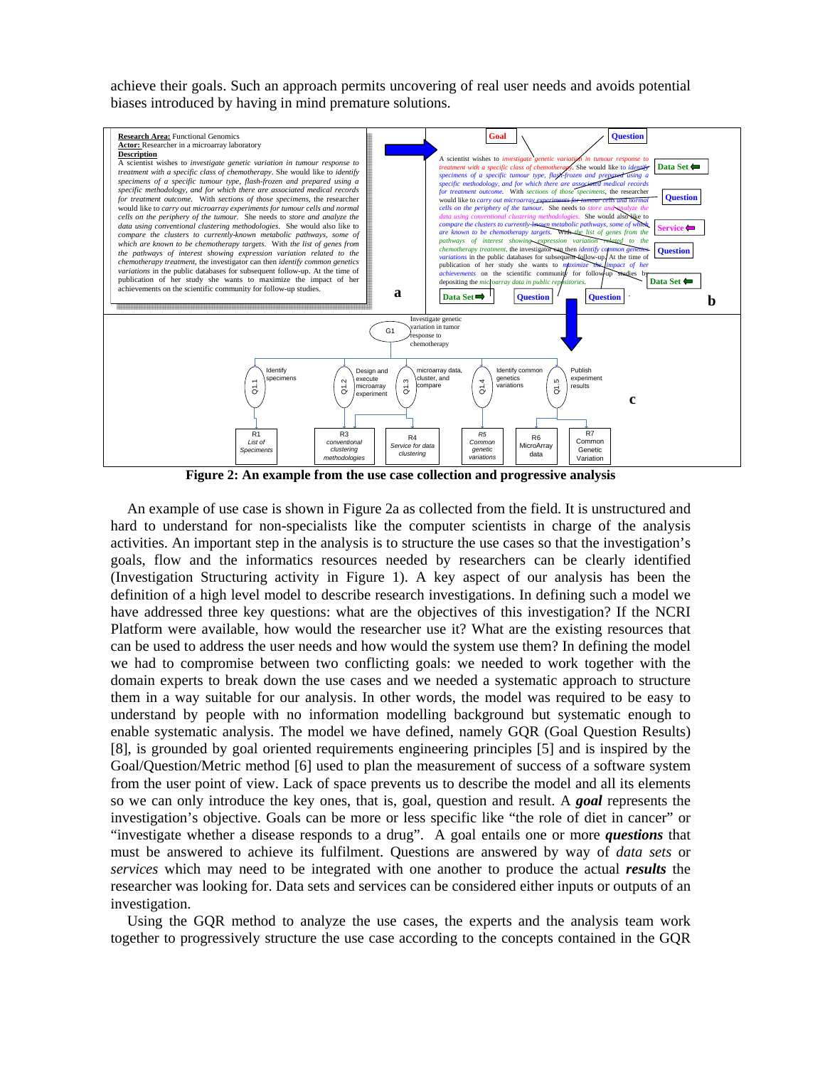achieve their goals. Such an approach permits uncovering of real user needs and avoids potential biases introduced by having in mind premature solutions.

**Research Area:** Functional Genomics
**Actor:** Researcher in a microarray laboratory
**Description**
A scientist wishes to *investigate genetic variation in tumour response to treatment with a specific class of chemotherapy*. She would like to *identify specimens of a specific tumour type, flash-frozen and prepared using a specific methodology, and for which there are associated medical records for treatment outcome*. With *sections of those specimens*, the researcher would like to *carry out microarray experiments for tumour cells and normal cells on the periphery of the tumour*. She needs to *store and analyze the data using conventional clustering methodologies*. She would also like to *compare the clusters to currently-known metabolic pathways*, some of which are known to be chemotherapy targets. With *the list of genes from the pathways of interest showing expression variation related to the chemotherapy treatment*, the investigator can then *identify common genetics variations* in the public databases for subsequent follow-up. At the time of publication of her study she wants to maximize the impact of her achievements on the scientific community for follow-up studies.

**Figure 2: An example from the use case collection and progressive analysis**

An example of use case is shown in Figure 2a as collected from the field. It is unstructured and hard to understand for non-specialists like the computer scientists in charge of the analysis activities. An important step in the analysis is to structure the use cases so that the investigation's goals, flow and the informatics resources needed by researchers can be clearly identified (Investigation Structuring activity in Figure 1). A key aspect of our analysis has been the definition of a high level model to describe research investigations. In defining such a model we have addressed three key questions: what are the objectives of this investigation? If the NCRI Platform were available, how would the researcher use it? What are the existing resources that can be used to address the user needs and how would the system use them? In defining the model we had to compromise between two conflicting goals: we needed to work together with the domain experts to break down the use cases and we needed a systematic approach to structure them in a way suitable for our analysis. In other words, the model was required to be easy to understand by people with no information modelling background but systematic enough to enable systematic analysis. The model we have defined, namely GQR (Goal Question Results) [8], is grounded by goal oriented requirements engineering principles [5] and is inspired by the Goal/Question/Metric method [6] used to plan the measurement of success of a software system from the user point of view. Lack of space prevents us to describe the model and all its elements so we can only introduce the key ones, that is, goal, question and result. A ***goal*** represents the investigation's objective. Goals can be more or less specific like "the role of diet in cancer" or "investigate whether a disease responds to a drug". A goal entails one or more ***questions*** that must be answered to achieve its fulfilment. Questions are answered by way of *data sets* or *services* which may need to be integrated with one another to produce the actual ***results*** the researcher was looking for. Data sets and services can be considered either inputs or outputs of an investigation.

Using the GQR method to analyze the use cases, the experts and the analysis team work together to progressively structure the use case according to the concepts contained in the GQR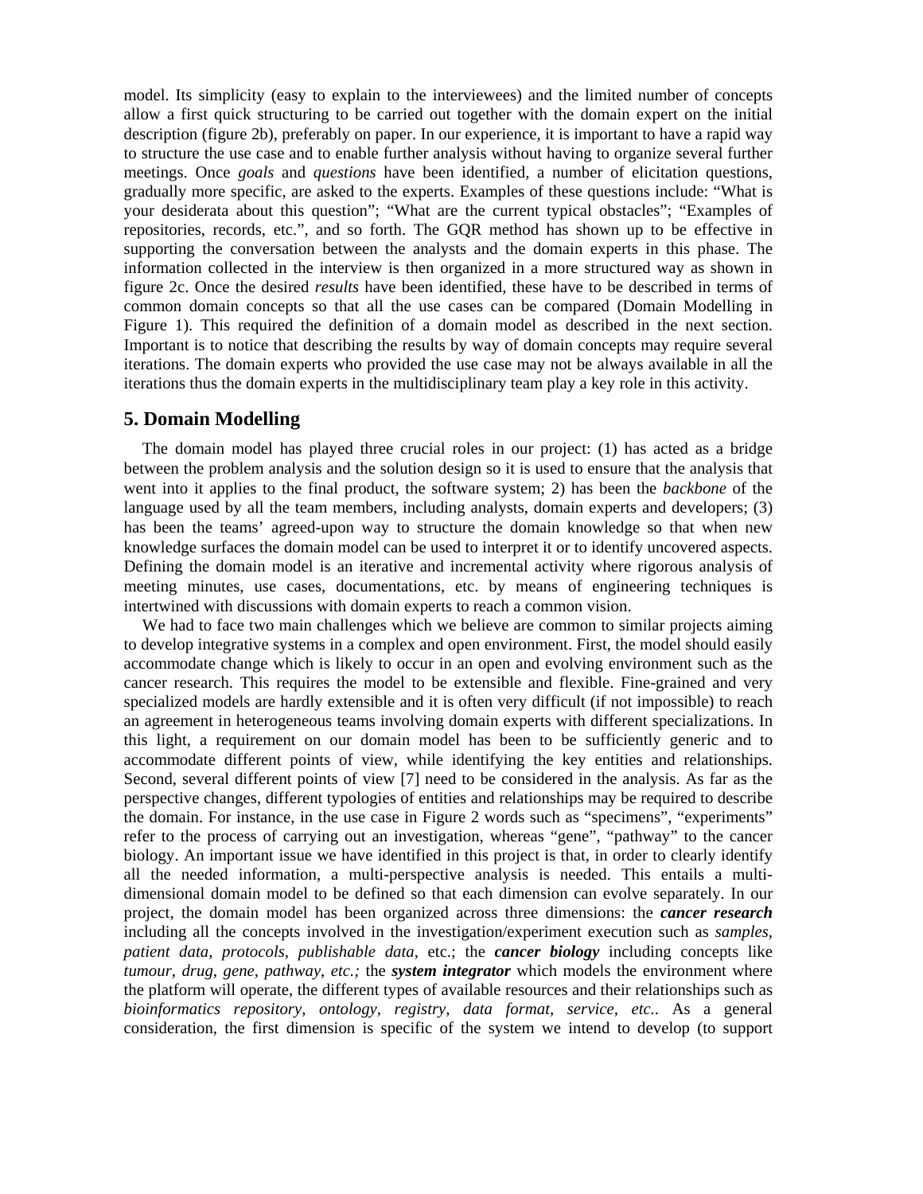model. Its simplicity (easy to explain to the interviewees) and the limited number of concepts allow a first quick structuring to be carried out together with the domain expert on the initial description (figure 2b), preferably on paper. In our experience, it is important to have a rapid way to structure the use case and to enable further analysis without having to organize several further meetings. Once *goals* and *questions* have been identified, a number of elicitation questions, gradually more specific, are asked to the experts. Examples of these questions include: "What is your desiderata about this question"; "What are the current typical obstacles"; "Examples of repositories, records, etc.", and so forth. The GQR method has shown up to be effective in supporting the conversation between the analysts and the domain experts in this phase. The information collected in the interview is then organized in a more structured way as shown in figure 2c. Once the desired *results* have been identified, these have to be described in terms of common domain concepts so that all the use cases can be compared (Domain Modelling in Figure 1). This required the definition of a domain model as described in the next section. Important is to notice that describing the results by way of domain concepts may require several iterations. The domain experts who provided the use case may not be always available in all the iterations thus the domain experts in the multidisciplinary team play a key role in this activity.

## 5. Domain Modelling

The domain model has played three crucial roles in our project: (1) has acted as a bridge between the problem analysis and the solution design so it is used to ensure that the analysis that went into it applies to the final product, the software system; 2) has been the *backbone* of the language used by all the team members, including analysts, domain experts and developers; (3) has been the teams' agreed-upon way to structure the domain knowledge so that when new knowledge surfaces the domain model can be used to interpret it or to identify uncovered aspects. Defining the domain model is an iterative and incremental activity where rigorous analysis of meeting minutes, use cases, documentations, etc. by means of engineering techniques is intertwined with discussions with domain experts to reach a common vision.

We had to face two main challenges which we believe are common to similar projects aiming to develop integrative systems in a complex and open environment. First, the model should easily accommodate change which is likely to occur in an open and evolving environment such as the cancer research. This requires the model to be extensible and flexible. Fine-grained and very specialized models are hardly extensible and it is often very difficult (if not impossible) to reach an agreement in heterogeneous teams involving domain experts with different specializations. In this light, a requirement on our domain model has been to be sufficiently generic and to accommodate different points of view, while identifying the key entities and relationships. Second, several different points of view [7] need to be considered in the analysis. As far as the perspective changes, different typologies of entities and relationships may be required to describe the domain. For instance, in the use case in Figure 2 words such as "specimens", "experiments" refer to the process of carrying out an investigation, whereas "gene", "pathway" to the cancer biology. An important issue we have identified in this project is that, in order to clearly identify all the needed information, a multi-perspective analysis is needed. This entails a multi-dimensional domain model to be defined so that each dimension can evolve separately. In our project, the domain model has been organized across three dimensions: the ***cancer research*** including all the concepts involved in the investigation/experiment execution such as *samples, patient data, protocols, publishable data*, etc.; the ***cancer biology*** including concepts like *tumour, drug, gene, pathway, etc.;* the ***system integrator*** which models the environment where the platform will operate, the different types of available resources and their relationships such as *bioinformatics repository, ontology, registry, data format, service, etc.*. As a general consideration, the first dimension is specific of the system we intend to develop (to support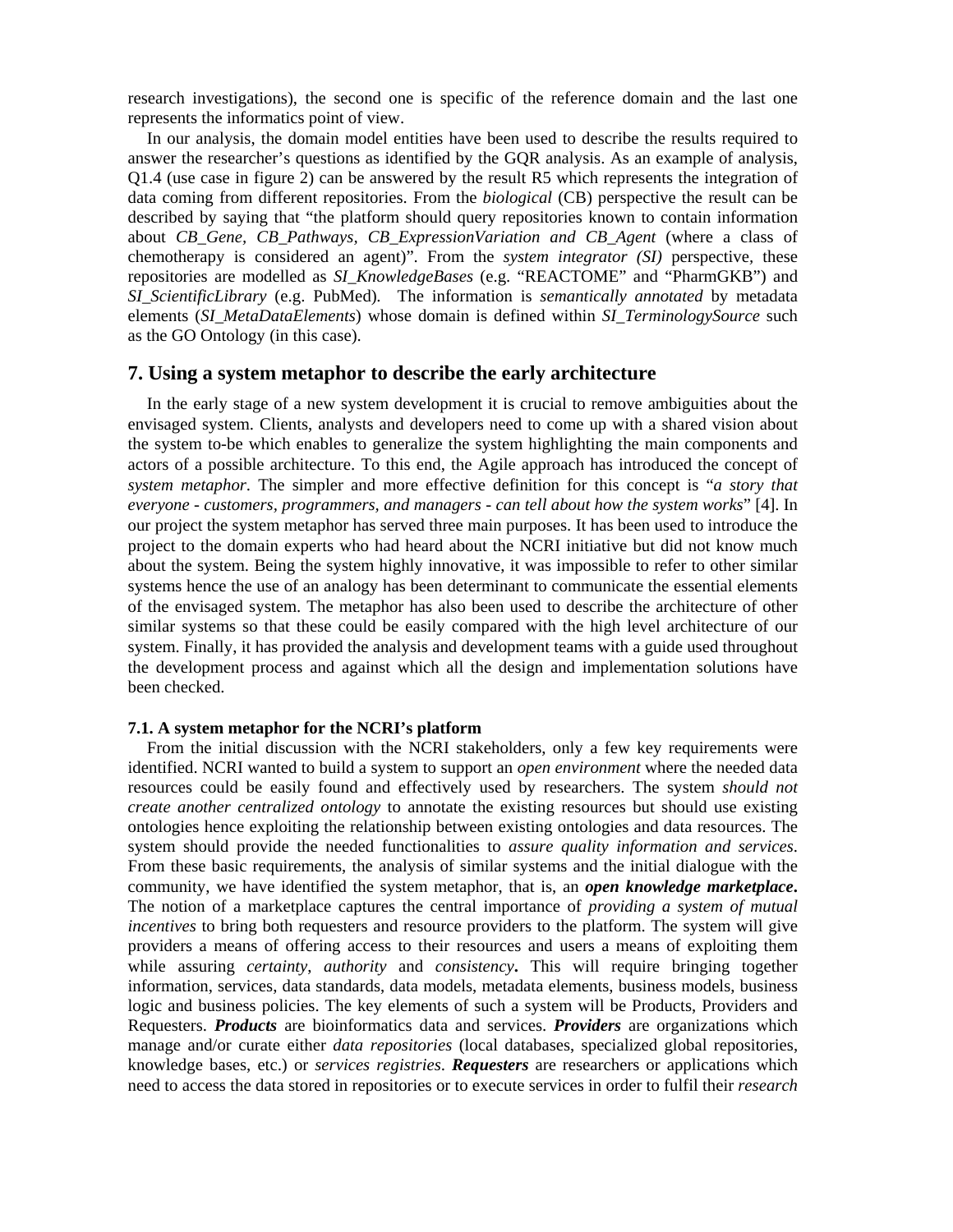research investigations), the second one is specific of the reference domain and the last one represents the informatics point of view.

In our analysis, the domain model entities have been used to describe the results required to answer the researcher's questions as identified by the GQR analysis. As an example of analysis, Q1.4 (use case in figure 2) can be answered by the result R5 which represents the integration of data coming from different repositories. From the *biological* (CB) perspective the result can be described by saying that "the platform should query repositories known to contain information about *CB_Gene*, *CB_Pathways*, *CB_ExpressionVariation and CB_Agent* (where a class of chemotherapy is considered an agent)". From the *system integrator (SI)* perspective, these repositories are modelled as *SI_KnowledgeBases* (e.g. "REACTOME" and "PharmGKB") and *SI_ScientificLibrary* (e.g. PubMed). The information is *semantically annotated* by metadata elements (*SI_MetaDataElements*) whose domain is defined within *SI_TerminologySource* such as the GO Ontology (in this case).

## 7. Using a system metaphor to describe the early architecture

In the early stage of a new system development it is crucial to remove ambiguities about the envisaged system. Clients, analysts and developers need to come up with a shared vision about the system to-be which enables to generalize the system highlighting the main components and actors of a possible architecture. To this end, the Agile approach has introduced the concept of *system metaphor*. The simpler and more effective definition for this concept is "*a story that everyone - customers, programmers, and managers - can tell about how the system works*" [4]. In our project the system metaphor has served three main purposes. It has been used to introduce the project to the domain experts who had heard about the NCRI initiative but did not know much about the system. Being the system highly innovative, it was impossible to refer to other similar systems hence the use of an analogy has been determinant to communicate the essential elements of the envisaged system. The metaphor has also been used to describe the architecture of other similar systems so that these could be easily compared with the high level architecture of our system. Finally, it has provided the analysis and development teams with a guide used throughout the development process and against which all the design and implementation solutions have been checked.

### 7.1. A system metaphor for the NCRI's platform

From the initial discussion with the NCRI stakeholders, only a few key requirements were identified. NCRI wanted to build a system to support an *open environment* where the needed data resources could be easily found and effectively used by researchers. The system *should not create another centralized ontology* to annotate the existing resources but should use existing ontologies hence exploiting the relationship between existing ontologies and data resources. The system should provide the needed functionalities to *assure quality information and services*. From these basic requirements, the analysis of similar systems and the initial dialogue with the community, we have identified the system metaphor, that is, an ***open knowledge marketplace*****.** The notion of a marketplace captures the central importance of *providing a system of mutual incentives* to bring both requesters and resource providers to the platform. The system will give providers a means of offering access to their resources and users a means of exploiting them while assuring *certainty*, *authority* and *consistency***.** This will require bringing together information, services, data standards, data models, metadata elements, business models, business logic and business policies. The key elements of such a system will be Products, Providers and Requesters. ***Products*** are bioinformatics data and services. ***Providers*** are organizations which manage and/or curate either *data repositories* (local databases, specialized global repositories, knowledge bases, etc.) or *services registries*. ***Requesters*** are researchers or applications which need to access the data stored in repositories or to execute services in order to fulfil their *research*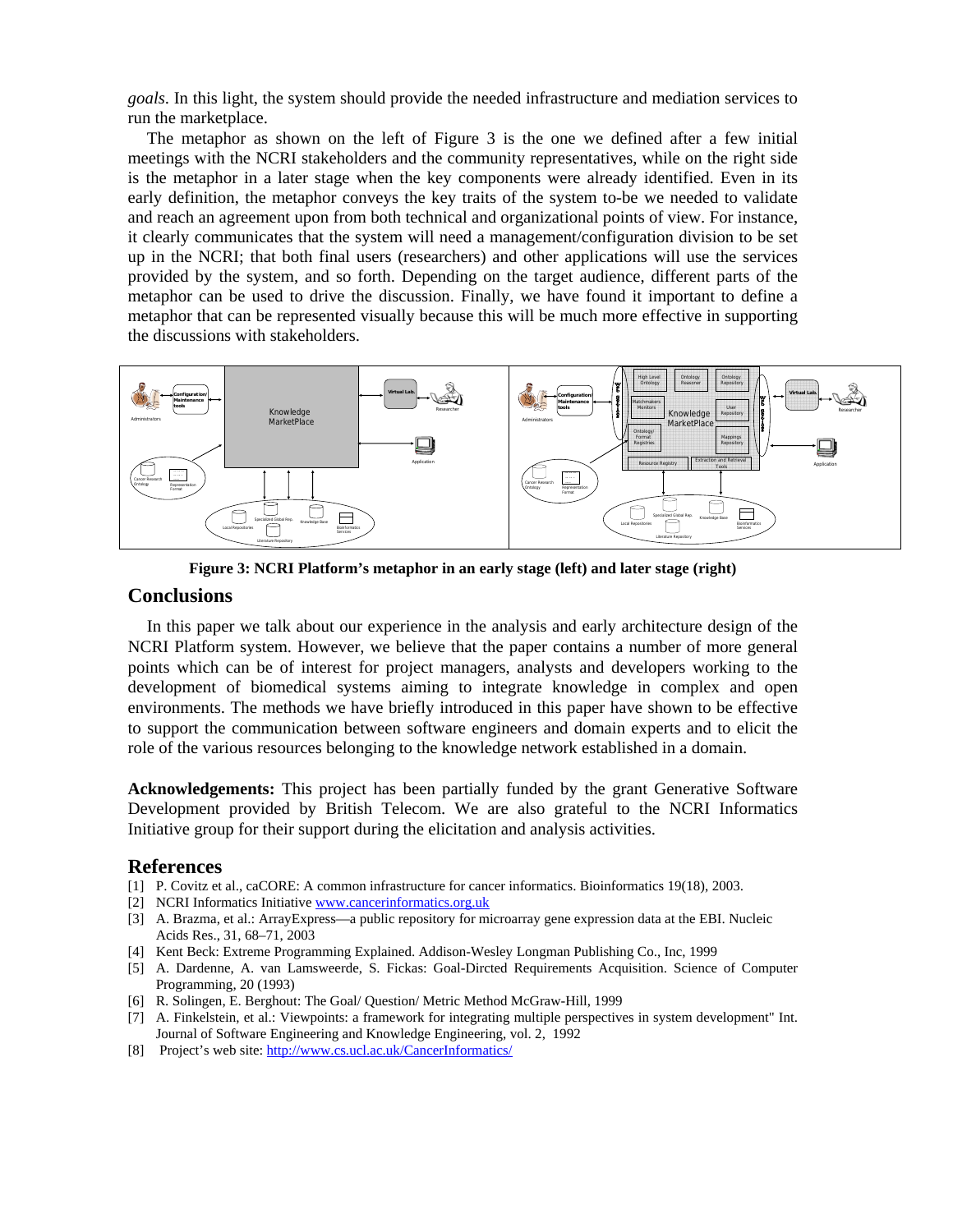*goals*. In this light, the system should provide the needed infrastructure and mediation services to run the marketplace.

The metaphor as shown on the left of Figure 3 is the one we defined after a few initial meetings with the NCRI stakeholders and the community representatives, while on the right side is the metaphor in a later stage when the key components were already identified. Even in its early definition, the metaphor conveys the key traits of the system to-be we needed to validate and reach an agreement upon from both technical and organizational points of view. For instance, it clearly communicates that the system will need a management/configuration division to be set up in the NCRI; that both final users (researchers) and other applications will use the services provided by the system, and so forth. Depending on the target audience, different parts of the metaphor can be used to drive the discussion. Finally, we have found it important to define a metaphor that can be represented visually because this will be much more effective in supporting the discussions with stakeholders.

**Figure 3: NCRI Platform's metaphor in an early stage (left) and later stage (right)**

## Conclusions

In this paper we talk about our experience in the analysis and early architecture design of the NCRI Platform system. However, we believe that the paper contains a number of more general points which can be of interest for project managers, analysts and developers working to the development of biomedical systems aiming to integrate knowledge in complex and open environments. The methods we have briefly introduced in this paper have shown to be effective to support the communication between software engineers and domain experts and to elicit the role of the various resources belonging to the knowledge network established in a domain.

**Acknowledgements:** This project has been partially funded by the grant Generative Software Development provided by British Telecom. We are also grateful to the NCRI Informatics Initiative group for their support during the elicitation and analysis activities.

## References

[1] P. Covitz et al., caCORE: A common infrastructure for cancer informatics. Bioinformatics 19(18), 2003.

[2] NCRI Informatics Initiative www.cancerinformatics.org.uk

[3] A. Brazma, et al.: ArrayExpress—a public repository for microarray gene expression data at the EBI. Nucleic Acids Res., 31, 68–71, 2003

[4] Kent Beck: Extreme Programming Explained. Addison-Wesley Longman Publishing Co., Inc, 1999

[5] A. Dardenne, A. van Lamsweerde, S. Fickas: Goal-Dircted Requirements Acquisition. Science of Computer Programming, 20 (1993)

[6] R. Solingen, E. Berghout: The Goal/ Question/ Metric Method McGraw-Hill, 1999

[7] A. Finkelstein, et al.: Viewpoints: a framework for integrating multiple perspectives in system development" Int. Journal of Software Engineering and Knowledge Engineering, vol. 2, 1992

[8] Project's web site: http://www.cs.ucl.ac.uk/CancerInformatics/